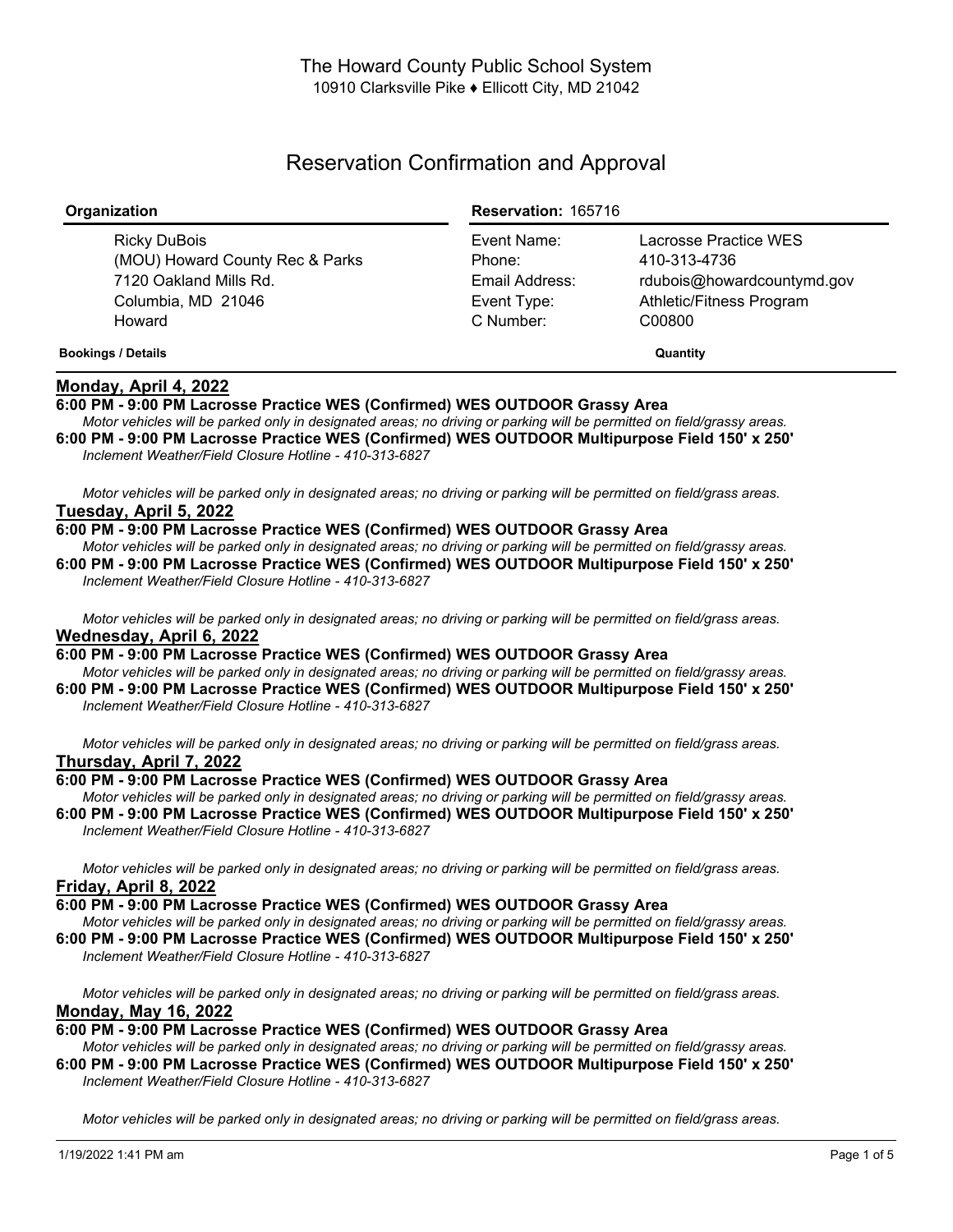The Howard County Public School System

10910 Clarksville Pike ♦ Ellicott City, MD 21042

# Reservation Confirmation and Approval

| Organization | Reservation: 165716 | |
| --- | --- | --- |
| Ricky DuBois | Event Name: | Lacrosse Practice WES |
| (MOU) Howard County Rec & Parks | Phone: | 410-313-4736 |
| 7120 Oakland Mills Rd. | Email Address: | rdubois@howardcountymd.gov |
| Columbia, MD 21046 | Event Type: | Athletic/Fitness Program |
| Howard | C Number: | C00800 |

**Bookings / Details** **Quantity**

## Monday, April 4, 2022

**6:00 PM - 9:00 PM Lacrosse Practice WES (Confirmed) WES OUTDOOR Grassy Area**

*Motor vehicles will be parked only in designated areas; no driving or parking will be permitted on field/grassy areas.*

**6:00 PM - 9:00 PM Lacrosse Practice WES (Confirmed) WES OUTDOOR Multipurpose Field 150' x 250'**

*Inclement Weather/Field Closure Hotline - 410-313-6827*

*Motor vehicles will be parked only in designated areas; no driving or parking will be permitted on field/grass areas.*

## Tuesday, April 5, 2022

**6:00 PM - 9:00 PM Lacrosse Practice WES (Confirmed) WES OUTDOOR Grassy Area**

*Motor vehicles will be parked only in designated areas; no driving or parking will be permitted on field/grassy areas.*

**6:00 PM - 9:00 PM Lacrosse Practice WES (Confirmed) WES OUTDOOR Multipurpose Field 150' x 250'**

*Inclement Weather/Field Closure Hotline - 410-313-6827*

*Motor vehicles will be parked only in designated areas; no driving or parking will be permitted on field/grass areas.*

## Wednesday, April 6, 2022

**6:00 PM - 9:00 PM Lacrosse Practice WES (Confirmed) WES OUTDOOR Grassy Area**

*Motor vehicles will be parked only in designated areas; no driving or parking will be permitted on field/grassy areas.*

**6:00 PM - 9:00 PM Lacrosse Practice WES (Confirmed) WES OUTDOOR Multipurpose Field 150' x 250'**

*Inclement Weather/Field Closure Hotline - 410-313-6827*

*Motor vehicles will be parked only in designated areas; no driving or parking will be permitted on field/grass areas.*

## Thursday, April 7, 2022

**6:00 PM - 9:00 PM Lacrosse Practice WES (Confirmed) WES OUTDOOR Grassy Area**

*Motor vehicles will be parked only in designated areas; no driving or parking will be permitted on field/grassy areas.*

**6:00 PM - 9:00 PM Lacrosse Practice WES (Confirmed) WES OUTDOOR Multipurpose Field 150' x 250'**

*Inclement Weather/Field Closure Hotline - 410-313-6827*

*Motor vehicles will be parked only in designated areas; no driving or parking will be permitted on field/grass areas.*

## Friday, April 8, 2022

**6:00 PM - 9:00 PM Lacrosse Practice WES (Confirmed) WES OUTDOOR Grassy Area**

*Motor vehicles will be parked only in designated areas; no driving or parking will be permitted on field/grassy areas.*

**6:00 PM - 9:00 PM Lacrosse Practice WES (Confirmed) WES OUTDOOR Multipurpose Field 150' x 250'**

*Inclement Weather/Field Closure Hotline - 410-313-6827*

*Motor vehicles will be parked only in designated areas; no driving or parking will be permitted on field/grass areas.*

## Monday, May 16, 2022

**6:00 PM - 9:00 PM Lacrosse Practice WES (Confirmed) WES OUTDOOR Grassy Area**

*Motor vehicles will be parked only in designated areas; no driving or parking will be permitted on field/grassy areas.*

**6:00 PM - 9:00 PM Lacrosse Practice WES (Confirmed) WES OUTDOOR Multipurpose Field 150' x 250'**

*Inclement Weather/Field Closure Hotline - 410-313-6827*

*Motor vehicles will be parked only in designated areas; no driving or parking will be permitted on field/grass areas.*

1/19/2022 1:41 PM am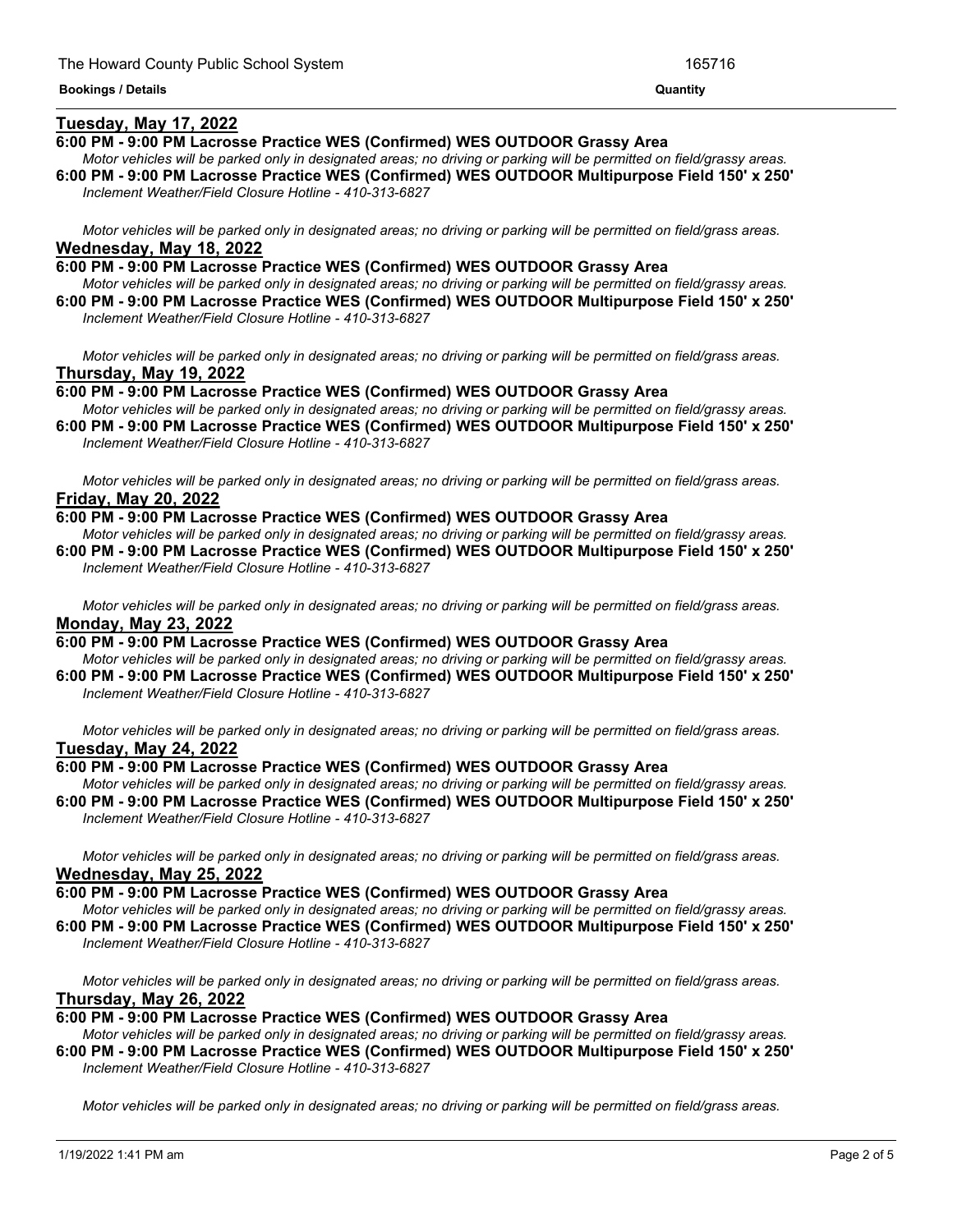**Bookings / Details** **Quantity**

## Tuesday, May 17, 2022

**6:00 PM - 9:00 PM Lacrosse Practice WES (Confirmed) WES OUTDOOR Grassy Area**

*Motor vehicles will be parked only in designated areas; no driving or parking will be permitted on field/grassy areas.*

**6:00 PM - 9:00 PM Lacrosse Practice WES (Confirmed) WES OUTDOOR Multipurpose Field 150' x 250'**

*Inclement Weather/Field Closure Hotline - 410-313-6827*

*Motor vehicles will be parked only in designated areas; no driving or parking will be permitted on field/grass areas.*

## Wednesday, May 18, 2022

**6:00 PM - 9:00 PM Lacrosse Practice WES (Confirmed) WES OUTDOOR Grassy Area**

*Motor vehicles will be parked only in designated areas; no driving or parking will be permitted on field/grassy areas.*

**6:00 PM - 9:00 PM Lacrosse Practice WES (Confirmed) WES OUTDOOR Multipurpose Field 150' x 250'**

*Inclement Weather/Field Closure Hotline - 410-313-6827*

*Motor vehicles will be parked only in designated areas; no driving or parking will be permitted on field/grass areas.*

## Thursday, May 19, 2022

**6:00 PM - 9:00 PM Lacrosse Practice WES (Confirmed) WES OUTDOOR Grassy Area**

*Motor vehicles will be parked only in designated areas; no driving or parking will be permitted on field/grassy areas.*

**6:00 PM - 9:00 PM Lacrosse Practice WES (Confirmed) WES OUTDOOR Multipurpose Field 150' x 250'**

*Inclement Weather/Field Closure Hotline - 410-313-6827*

*Motor vehicles will be parked only in designated areas; no driving or parking will be permitted on field/grass areas.*

## Friday, May 20, 2022

**6:00 PM - 9:00 PM Lacrosse Practice WES (Confirmed) WES OUTDOOR Grassy Area**

*Motor vehicles will be parked only in designated areas; no driving or parking will be permitted on field/grassy areas.*

**6:00 PM - 9:00 PM Lacrosse Practice WES (Confirmed) WES OUTDOOR Multipurpose Field 150' x 250'**

*Inclement Weather/Field Closure Hotline - 410-313-6827*

*Motor vehicles will be parked only in designated areas; no driving or parking will be permitted on field/grass areas.*

## Monday, May 23, 2022

**6:00 PM - 9:00 PM Lacrosse Practice WES (Confirmed) WES OUTDOOR Grassy Area**

*Motor vehicles will be parked only in designated areas; no driving or parking will be permitted on field/grassy areas.*

**6:00 PM - 9:00 PM Lacrosse Practice WES (Confirmed) WES OUTDOOR Multipurpose Field 150' x 250'**

*Inclement Weather/Field Closure Hotline - 410-313-6827*

*Motor vehicles will be parked only in designated areas; no driving or parking will be permitted on field/grass areas.*

## Tuesday, May 24, 2022

**6:00 PM - 9:00 PM Lacrosse Practice WES (Confirmed) WES OUTDOOR Grassy Area**

*Motor vehicles will be parked only in designated areas; no driving or parking will be permitted on field/grassy areas.*

**6:00 PM - 9:00 PM Lacrosse Practice WES (Confirmed) WES OUTDOOR Multipurpose Field 150' x 250'**

*Inclement Weather/Field Closure Hotline - 410-313-6827*

*Motor vehicles will be parked only in designated areas; no driving or parking will be permitted on field/grass areas.*

## Wednesday, May 25, 2022

**6:00 PM - 9:00 PM Lacrosse Practice WES (Confirmed) WES OUTDOOR Grassy Area**

*Motor vehicles will be parked only in designated areas; no driving or parking will be permitted on field/grassy areas.*

**6:00 PM - 9:00 PM Lacrosse Practice WES (Confirmed) WES OUTDOOR Multipurpose Field 150' x 250'**

*Inclement Weather/Field Closure Hotline - 410-313-6827*

*Motor vehicles will be parked only in designated areas; no driving or parking will be permitted on field/grass areas.*

## Thursday, May 26, 2022

**6:00 PM - 9:00 PM Lacrosse Practice WES (Confirmed) WES OUTDOOR Grassy Area**

*Motor vehicles will be parked only in designated areas; no driving or parking will be permitted on field/grassy areas.*

**6:00 PM - 9:00 PM Lacrosse Practice WES (Confirmed) WES OUTDOOR Multipurpose Field 150' x 250'**

*Inclement Weather/Field Closure Hotline - 410-313-6827*

*Motor vehicles will be parked only in designated areas; no driving or parking will be permitted on field/grass areas.*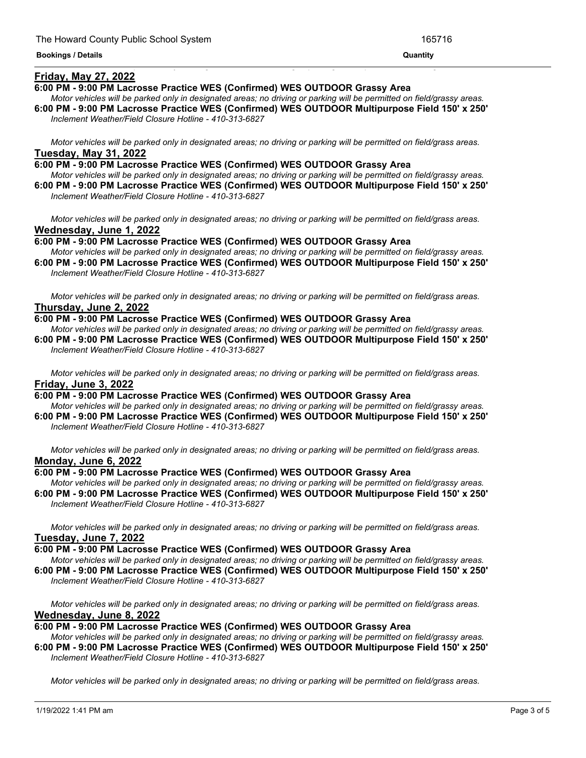**Friday, May 27, 2022**

**6:00 PM - 9:00 PM Lacrosse Practice WES (Confirmed) WES OUTDOOR Grassy Area**

*Motor vehicles will be parked only in designated areas; no driving or parking will be permitted on field/grassy areas.*

**6:00 PM - 9:00 PM Lacrosse Practice WES (Confirmed) WES OUTDOOR Multipurpose Field 150' x 250'**

*Inclement Weather/Field Closure Hotline - 410-313-6827*

*Motor vehicles will be parked only in designated areas; no driving or parking will be permitted on field/grass areas.*

**Tuesday, May 31, 2022**

**6:00 PM - 9:00 PM Lacrosse Practice WES (Confirmed) WES OUTDOOR Grassy Area**

*Motor vehicles will be parked only in designated areas; no driving or parking will be permitted on field/grassy areas.*

**6:00 PM - 9:00 PM Lacrosse Practice WES (Confirmed) WES OUTDOOR Multipurpose Field 150' x 250'**

*Inclement Weather/Field Closure Hotline - 410-313-6827*

*Motor vehicles will be parked only in designated areas; no driving or parking will be permitted on field/grass areas.*

**Wednesday, June 1, 2022**

**6:00 PM - 9:00 PM Lacrosse Practice WES (Confirmed) WES OUTDOOR Grassy Area**

*Motor vehicles will be parked only in designated areas; no driving or parking will be permitted on field/grassy areas.*

**6:00 PM - 9:00 PM Lacrosse Practice WES (Confirmed) WES OUTDOOR Multipurpose Field 150' x 250'**

*Inclement Weather/Field Closure Hotline - 410-313-6827*

*Motor vehicles will be parked only in designated areas; no driving or parking will be permitted on field/grass areas.*

**Thursday, June 2, 2022**

**6:00 PM - 9:00 PM Lacrosse Practice WES (Confirmed) WES OUTDOOR Grassy Area**

*Motor vehicles will be parked only in designated areas; no driving or parking will be permitted on field/grassy areas.*

**6:00 PM - 9:00 PM Lacrosse Practice WES (Confirmed) WES OUTDOOR Multipurpose Field 150' x 250'**

*Inclement Weather/Field Closure Hotline - 410-313-6827*

*Motor vehicles will be parked only in designated areas; no driving or parking will be permitted on field/grass areas.*

**Friday, June 3, 2022**

**6:00 PM - 9:00 PM Lacrosse Practice WES (Confirmed) WES OUTDOOR Grassy Area**

*Motor vehicles will be parked only in designated areas; no driving or parking will be permitted on field/grassy areas.*

**6:00 PM - 9:00 PM Lacrosse Practice WES (Confirmed) WES OUTDOOR Multipurpose Field 150' x 250'**

*Inclement Weather/Field Closure Hotline - 410-313-6827*

*Motor vehicles will be parked only in designated areas; no driving or parking will be permitted on field/grass areas.*

**Monday, June 6, 2022**

**6:00 PM - 9:00 PM Lacrosse Practice WES (Confirmed) WES OUTDOOR Grassy Area**

*Motor vehicles will be parked only in designated areas; no driving or parking will be permitted on field/grassy areas.*

**6:00 PM - 9:00 PM Lacrosse Practice WES (Confirmed) WES OUTDOOR Multipurpose Field 150' x 250'**

*Inclement Weather/Field Closure Hotline - 410-313-6827*

*Motor vehicles will be parked only in designated areas; no driving or parking will be permitted on field/grass areas.*

**Tuesday, June 7, 2022**

**6:00 PM - 9:00 PM Lacrosse Practice WES (Confirmed) WES OUTDOOR Grassy Area**

*Motor vehicles will be parked only in designated areas; no driving or parking will be permitted on field/grassy areas.*

**6:00 PM - 9:00 PM Lacrosse Practice WES (Confirmed) WES OUTDOOR Multipurpose Field 150' x 250'**

*Inclement Weather/Field Closure Hotline - 410-313-6827*

*Motor vehicles will be parked only in designated areas; no driving or parking will be permitted on field/grass areas.*

**Wednesday, June 8, 2022**

**6:00 PM - 9:00 PM Lacrosse Practice WES (Confirmed) WES OUTDOOR Grassy Area**

*Motor vehicles will be parked only in designated areas; no driving or parking will be permitted on field/grassy areas.*

**6:00 PM - 9:00 PM Lacrosse Practice WES (Confirmed) WES OUTDOOR Multipurpose Field 150' x 250'**

*Inclement Weather/Field Closure Hotline - 410-313-6827*

*Motor vehicles will be parked only in designated areas; no driving or parking will be permitted on field/grass areas.*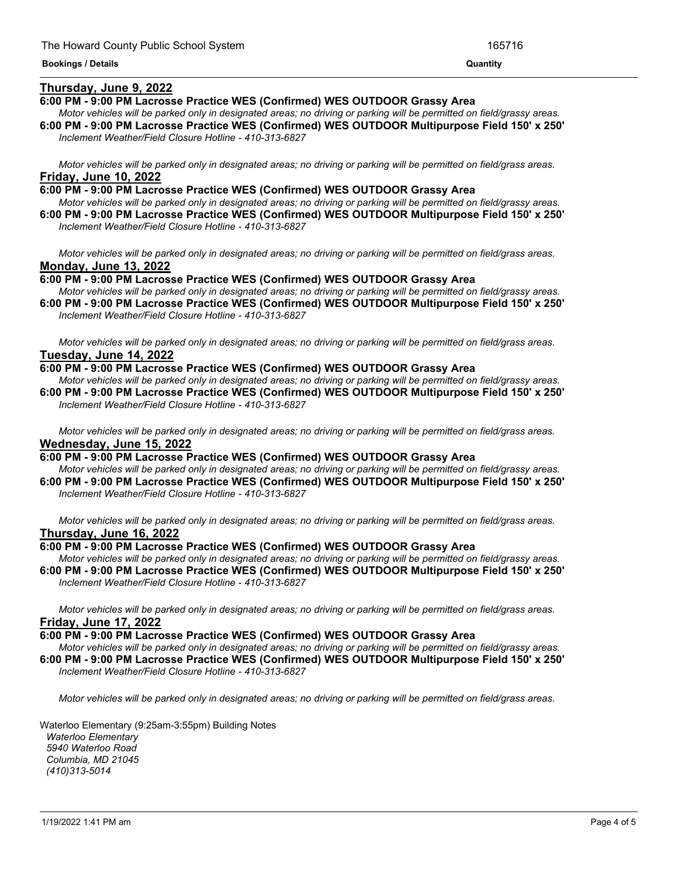**Bookings / Details** | **Quantity**

## Thursday, June 9, 2022

**6:00 PM - 9:00 PM Lacrosse Practice WES (Confirmed) WES OUTDOOR Grassy Area**
*Motor vehicles will be parked only in designated areas; no driving or parking will be permitted on field/grassy areas.*
**6:00 PM - 9:00 PM Lacrosse Practice WES (Confirmed) WES OUTDOOR Multipurpose Field 150' x 250'**
*Inclement Weather/Field Closure Hotline - 410-313-6827*

*Motor vehicles will be parked only in designated areas; no driving or parking will be permitted on field/grass areas.*

## Friday, June 10, 2022

**6:00 PM - 9:00 PM Lacrosse Practice WES (Confirmed) WES OUTDOOR Grassy Area**
*Motor vehicles will be parked only in designated areas; no driving or parking will be permitted on field/grassy areas.*
**6:00 PM - 9:00 PM Lacrosse Practice WES (Confirmed) WES OUTDOOR Multipurpose Field 150' x 250'**
*Inclement Weather/Field Closure Hotline - 410-313-6827*

*Motor vehicles will be parked only in designated areas; no driving or parking will be permitted on field/grass areas.*

## Monday, June 13, 2022

**6:00 PM - 9:00 PM Lacrosse Practice WES (Confirmed) WES OUTDOOR Grassy Area**
*Motor vehicles will be parked only in designated areas; no driving or parking will be permitted on field/grassy areas.*
**6:00 PM - 9:00 PM Lacrosse Practice WES (Confirmed) WES OUTDOOR Multipurpose Field 150' x 250'**
*Inclement Weather/Field Closure Hotline - 410-313-6827*

*Motor vehicles will be parked only in designated areas; no driving or parking will be permitted on field/grass areas.*

## Tuesday, June 14, 2022

**6:00 PM - 9:00 PM Lacrosse Practice WES (Confirmed) WES OUTDOOR Grassy Area**
*Motor vehicles will be parked only in designated areas; no driving or parking will be permitted on field/grassy areas.*
**6:00 PM - 9:00 PM Lacrosse Practice WES (Confirmed) WES OUTDOOR Multipurpose Field 150' x 250'**
*Inclement Weather/Field Closure Hotline - 410-313-6827*

*Motor vehicles will be parked only in designated areas; no driving or parking will be permitted on field/grass areas.*

## Wednesday, June 15, 2022

**6:00 PM - 9:00 PM Lacrosse Practice WES (Confirmed) WES OUTDOOR Grassy Area**
*Motor vehicles will be parked only in designated areas; no driving or parking will be permitted on field/grassy areas.*
**6:00 PM - 9:00 PM Lacrosse Practice WES (Confirmed) WES OUTDOOR Multipurpose Field 150' x 250'**
*Inclement Weather/Field Closure Hotline - 410-313-6827*

*Motor vehicles will be parked only in designated areas; no driving or parking will be permitted on field/grass areas.*

## Thursday, June 16, 2022

**6:00 PM - 9:00 PM Lacrosse Practice WES (Confirmed) WES OUTDOOR Grassy Area**
*Motor vehicles will be parked only in designated areas; no driving or parking will be permitted on field/grassy areas.*
**6:00 PM - 9:00 PM Lacrosse Practice WES (Confirmed) WES OUTDOOR Multipurpose Field 150' x 250'**
*Inclement Weather/Field Closure Hotline - 410-313-6827*

*Motor vehicles will be parked only in designated areas; no driving or parking will be permitted on field/grass areas.*

## Friday, June 17, 2022

**6:00 PM - 9:00 PM Lacrosse Practice WES (Confirmed) WES OUTDOOR Grassy Area**
*Motor vehicles will be parked only in designated areas; no driving or parking will be permitted on field/grassy areas.*
**6:00 PM - 9:00 PM Lacrosse Practice WES (Confirmed) WES OUTDOOR Multipurpose Field 150' x 250'**
*Inclement Weather/Field Closure Hotline - 410-313-6827*

*Motor vehicles will be parked only in designated areas; no driving or parking will be permitted on field/grass areas.*

Waterloo Elementary (9:25am-3:55pm) Building Notes
*Waterloo Elementary*
*5940 Waterloo Road*
*Columbia, MD 21045*
*(410)313-5014*